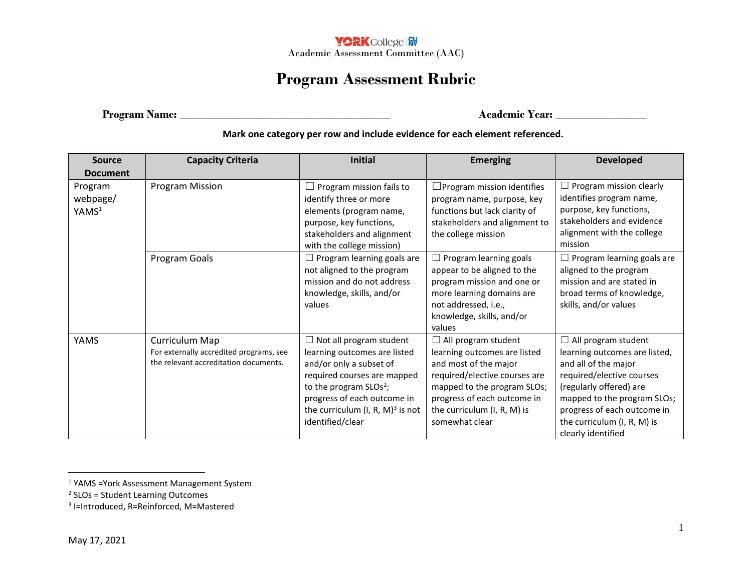YORK College CUNY
Academic Assessment Committee (AAC)

# Program Assessment Rubric

**Program Name:** ______________________________________ **Academic Year:** ________________

**Mark one category per row and include evidence for each element referenced.**

| Source Document | Capacity Criteria | Initial | Emerging | Developed |
|---|---|---|---|---|
| Program webpage/ YAMS[1] | Program Mission | ☐ Program mission fails to identify three or more elements (program name, purpose, key functions, stakeholders and alignment with the college mission) | ☐Program mission identifies program name, purpose, key functions but lack clarity of stakeholders and alignment to the college mission | ☐ Program mission clearly identifies program name, purpose, key functions, stakeholders and evidence alignment with the college mission |
| | Program Goals | ☐ Program learning goals are not aligned to the program mission and do not address knowledge, skills, and/or values | ☐ Program learning goals appear to be aligned to the program mission and one or more learning domains are not addressed, i.e., knowledge, skills, and/or values | ☐ Program learning goals are aligned to the program mission and are stated in broad terms of knowledge, skills, and/or values |
| YAMS | Curriculum Map<br>For externally accredited programs, see the relevant accreditation documents. | ☐ Not all program student learning outcomes are listed and/or only a subset of required courses are mapped to the program SLOs[2]; progress of each outcome in the curriculum (I, R, M)[3] is not identified/clear | ☐ All program student learning outcomes are listed and most of the major required/elective courses are mapped to the program SLOs; progress of each outcome in the curriculum (I, R, M) is somewhat clear | ☐ All program student learning outcomes are listed, and all of the major required/elective courses (regularly offered) are mapped to the program SLOs; progress of each outcome in the curriculum (I, R, M) is clearly identified |

[1] YAMS =York Assessment Management System
[2] SLOs = Student Learning Outcomes
[3] I=Introduced, R=Reinforced, M=Mastered

May 17, 2021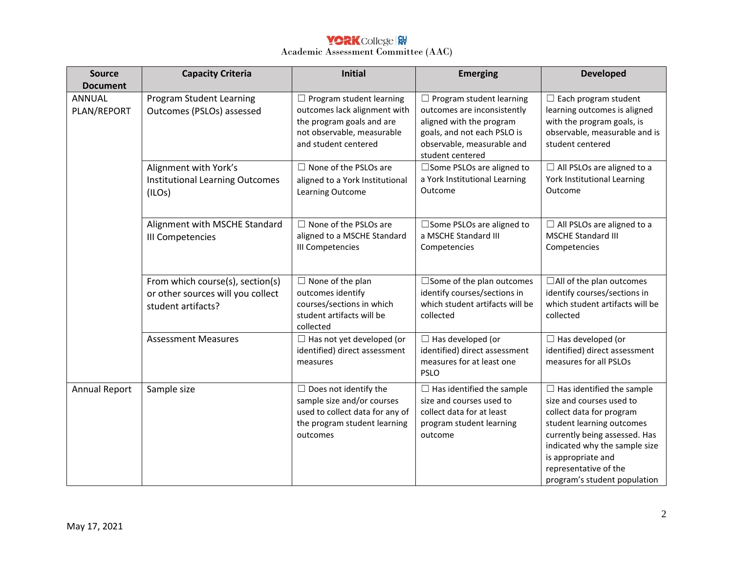| Source Document | Capacity Criteria | Initial | Emerging | Developed |
|---|---|---|---|---|
| ANNUAL PLAN/REPORT | Program Student Learning Outcomes (PSLOs) assessed | ☐ Program student learning outcomes lack alignment with the program goals and are not observable, measurable and student centered | ☐ Program student learning outcomes are inconsistently aligned with the program goals, and not each PSLO is observable, measurable and student centered | ☐ Each program student learning outcomes is aligned with the program goals, is observable, measurable and is student centered |
| | Alignment with York's Institutional Learning Outcomes (ILOs) | ☐ None of the PSLOs are aligned to a York Institutional Learning Outcome | ☐Some PSLOs are aligned to a York Institutional Learning Outcome | ☐ All PSLOs are aligned to a York Institutional Learning Outcome |
| | Alignment with MSCHE Standard III Competencies | ☐ None of the PSLOs are aligned to a MSCHE Standard III Competencies | ☐Some PSLOs are aligned to a MSCHE Standard III Competencies | ☐ All PSLOs are aligned to a MSCHE Standard III Competencies |
| | From which course(s), section(s) or other sources will you collect student artifacts? | ☐ None of the plan outcomes identify courses/sections in which student artifacts will be collected | ☐Some of the plan outcomes identify courses/sections in which student artifacts will be collected | ☐All of the plan outcomes identify courses/sections in which student artifacts will be collected |
| | Assessment Measures | ☐ Has not yet developed (or identified) direct assessment measures | ☐ Has developed (or identified) direct assessment measures for at least one PSLO | ☐ Has developed (or identified) direct assessment measures for all PSLOs |
| Annual Report | Sample size | ☐ Does not identify the sample size and/or courses used to collect data for any of the program student learning outcomes | ☐ Has identified the sample size and courses used to collect data for at least program student learning outcome | ☐ Has identified the sample size and courses used to collect data for program student learning outcomes currently being assessed. Has indicated why the sample size is appropriate and representative of the program's student population |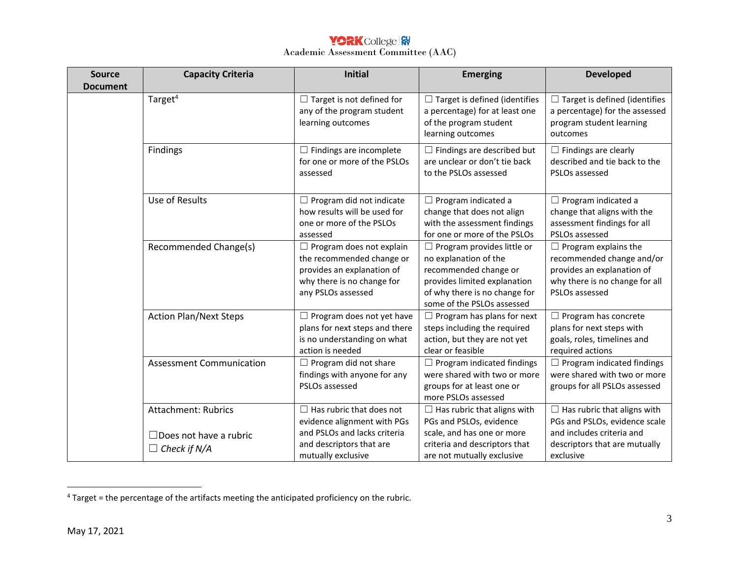| Source Document | Capacity Criteria | Initial | Emerging | Developed |
|---|---|---|---|---|
| | Target[4] | ☐ Target is not defined for any of the program student learning outcomes | ☐ Target is defined (identifies a percentage) for at least one of the program student learning outcomes | ☐ Target is defined (identifies a percentage) for the assessed program student learning outcomes |
| | Findings | ☐ Findings are incomplete for one or more of the PSLOs assessed | ☐ Findings are described but are unclear or don't tie back to the PSLOs assessed | ☐ Findings are clearly described and tie back to the PSLOs assessed |
| | Use of Results | ☐ Program did not indicate how results will be used for one or more of the PSLOs assessed | ☐ Program indicated a change that does not align with the assessment findings for one or more of the PSLOs | ☐ Program indicated a change that aligns with the assessment findings for all PSLOs assessed |
| | Recommended Change(s) | ☐ Program does not explain the recommended change or provides an explanation of why there is no change for any PSLOs assessed | ☐ Program provides little or no explanation of the recommended change or provides limited explanation of why there is no change for some of the PSLOs assessed | ☐ Program explains the recommended change and/or provides an explanation of why there is no change for all PSLOs assessed |
| | Action Plan/Next Steps | ☐ Program does not yet have plans for next steps and there is no understanding on what action is needed | ☐ Program has plans for next steps including the required action, but they are not yet clear or feasible | ☐ Program has concrete plans for next steps with goals, roles, timelines and required actions |
| | Assessment Communication | ☐ Program did not share findings with anyone for any PSLOs assessed | ☐ Program indicated findings were shared with two or more groups for at least one or more PSLOs assessed | ☐ Program indicated findings were shared with two or more groups for all PSLOs assessed |
| | Attachment: Rubrics<br><br>☐Does not have a rubric<br>☐ *Check if N/A* | ☐ Has rubric that does not evidence alignment with PGs and PSLOs and lacks criteria and descriptors that are mutually exclusive | ☐ Has rubric that aligns with PGs and PSLOs, evidence scale, and has one or more criteria and descriptors that are not mutually exclusive | ☐ Has rubric that aligns with PGs and PSLOs, evidence scale and includes criteria and descriptors that are mutually exclusive |

[4] Target = the percentage of the artifacts meeting the anticipated proficiency on the rubric.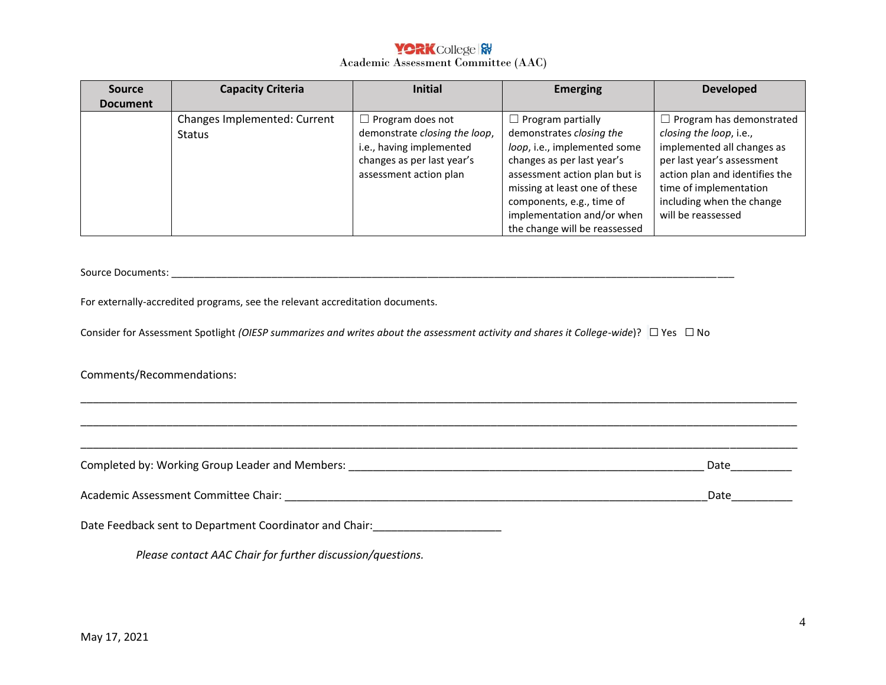| Source Document | Capacity Criteria | Initial | Emerging | Developed |
|---|---|---|---|---|
| | Changes Implemented: Current Status | ☐ Program does not demonstrate *closing the loop*, i.e., having implemented changes as per last year's assessment action plan | ☐ Program partially demonstrates *closing the loop*, i.e., implemented some changes as per last year's assessment action plan but is missing at least one of these components, e.g., time of implementation and/or when the change will be reassessed | ☐ Program has demonstrated *closing the loop*, i.e., implemented all changes as per last year's assessment action plan and identifies the time of implementation including when the change will be reassessed |

Source Documents: ______________________________________________________________________________________________

For externally-accredited programs, see the relevant accreditation documents.

Consider for Assessment Spotlight *(OIESP summarizes and writes about the assessment activity and shares it College-wide*)? ☐ Yes ☐ No

Comments/Recommendations:

_____________________________________________________________________________________________________________

_____________________________________________________________________________________________________________

_____________________________________________________________________________________________________________

Completed by: Working Group Leader and Members: ____________________________________________________________ Date__________

Academic Assessment Committee Chair: _______________________________________________________________________Date__________

Date Feedback sent to Department Coordinator and Chair:_____________________

*Please contact AAC Chair for further discussion/questions.*

May 17, 2021